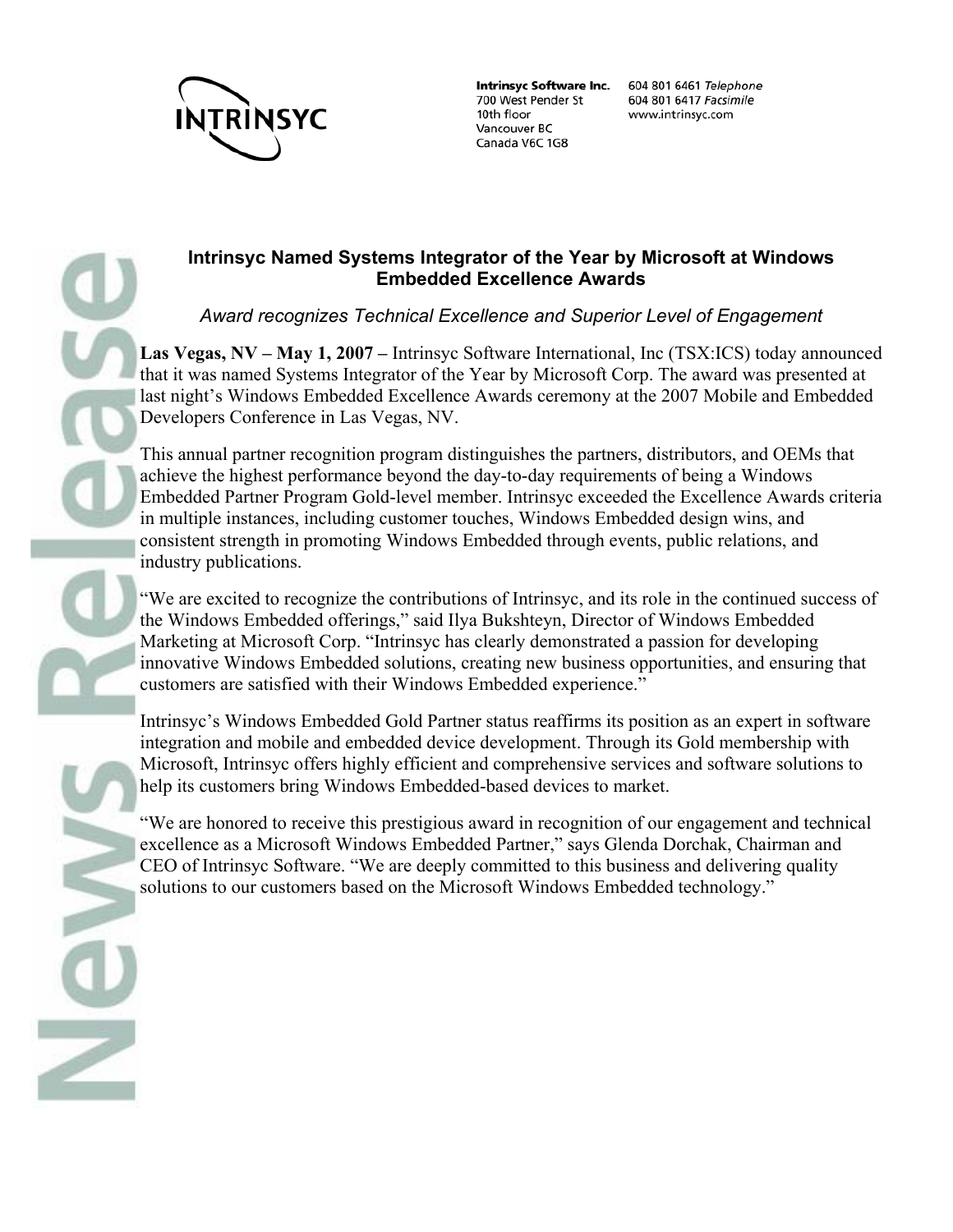INTRINSYC

**Intrinsyc Software Inc.**
700 West Pender St
10th floor
Vancouver BC
Canada V6C 1G8

604 801 6461 *Telephone*
604 801 6417 *Facsimile*
www.intrinsyc.com

News Release

## Intrinsyc Named Systems Integrator of the Year by Microsoft at Windows Embedded Excellence Awards

*Award recognizes Technical Excellence and Superior Level of Engagement*

**Las Vegas, NV – May 1, 2007 –** Intrinsyc Software International, Inc (TSX:ICS) today announced that it was named Systems Integrator of the Year by Microsoft Corp. The award was presented at last night's Windows Embedded Excellence Awards ceremony at the 2007 Mobile and Embedded Developers Conference in Las Vegas, NV.

This annual partner recognition program distinguishes the partners, distributors, and OEMs that achieve the highest performance beyond the day-to-day requirements of being a Windows Embedded Partner Program Gold-level member. Intrinsyc exceeded the Excellence Awards criteria in multiple instances, including customer touches, Windows Embedded design wins, and consistent strength in promoting Windows Embedded through events, public relations, and industry publications.

"We are excited to recognize the contributions of Intrinsyc, and its role in the continued success of the Windows Embedded offerings," said Ilya Bukshteyn, Director of Windows Embedded Marketing at Microsoft Corp. "Intrinsyc has clearly demonstrated a passion for developing innovative Windows Embedded solutions, creating new business opportunities, and ensuring that customers are satisfied with their Windows Embedded experience."

Intrinsyc's Windows Embedded Gold Partner status reaffirms its position as an expert in software integration and mobile and embedded device development. Through its Gold membership with Microsoft, Intrinsyc offers highly efficient and comprehensive services and software solutions to help its customers bring Windows Embedded-based devices to market.

"We are honored to receive this prestigious award in recognition of our engagement and technical excellence as a Microsoft Windows Embedded Partner," says Glenda Dorchak, Chairman and CEO of Intrinsyc Software. "We are deeply committed to this business and delivering quality solutions to our customers based on the Microsoft Windows Embedded technology."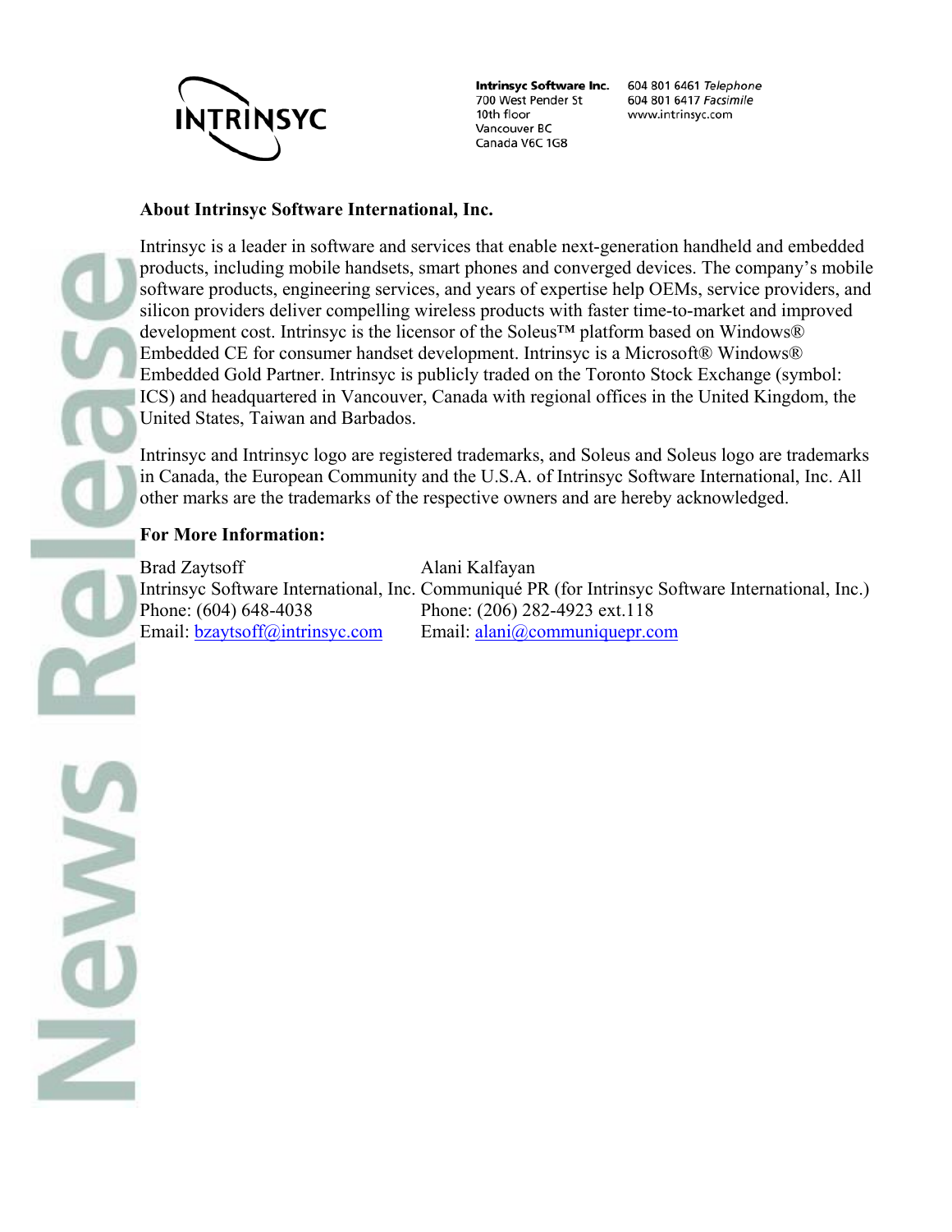**Intrinsyc Software Inc.**
700 West Pender St
10th floor
Vancouver BC
Canada V6C 1G8

604 801 6461 *Telephone*
604 801 6417 *Facsimile*
www.intrinsyc.com

**About Intrinsyc Software International, Inc.**

Intrinsyc is a leader in software and services that enable next-generation handheld and embedded products, including mobile handsets, smart phones and converged devices. The company's mobile software products, engineering services, and years of expertise help OEMs, service providers, and silicon providers deliver compelling wireless products with faster time-to-market and improved development cost. Intrinsyc is the licensor of the Soleus™ platform based on Windows® Embedded CE for consumer handset development. Intrinsyc is a Microsoft® Windows® Embedded Gold Partner. Intrinsyc is publicly traded on the Toronto Stock Exchange (symbol: ICS) and headquartered in Vancouver, Canada with regional offices in the United Kingdom, the United States, Taiwan and Barbados.

Intrinsyc and Intrinsyc logo are registered trademarks, and Soleus and Soleus logo are trademarks in Canada, the European Community and the U.S.A. of Intrinsyc Software International, Inc. All other marks are the trademarks of the respective owners and are hereby acknowledged.

**For More Information:**

Brad Zaytsoff
Intrinsyc Software International, Inc.
Phone: (604) 648-4038
Email: bzaytsoff@intrinsyc.com

Alani Kalfayan
Communiqué PR (for Intrinsyc Software International, Inc.)
Phone: (206) 282-4923 ext.118
Email: alani@communiquepr.com